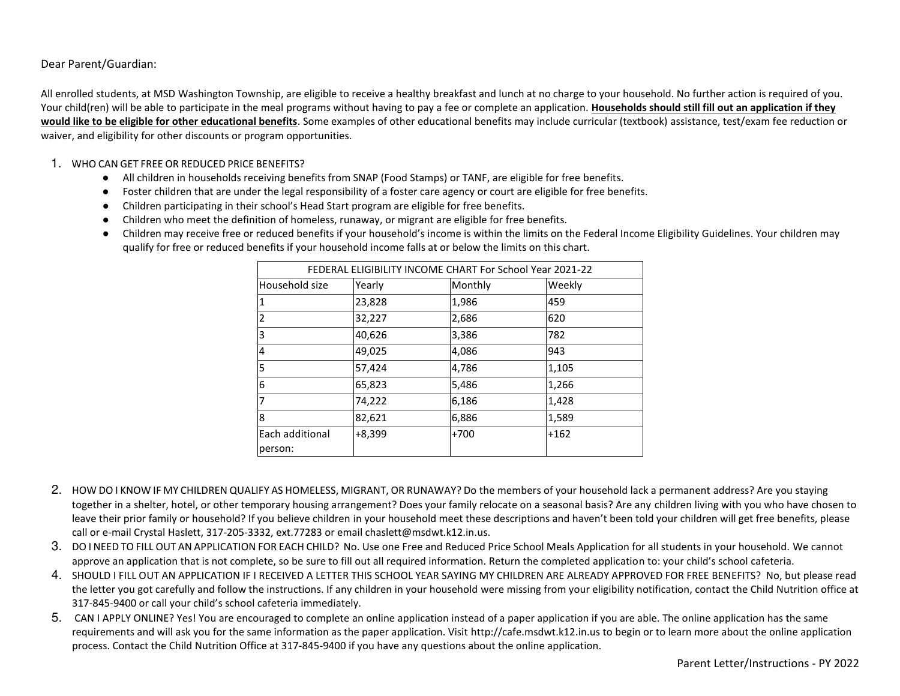Dear Parent/Guardian:

All enrolled students, at MSD Washington Township, are eligible to receive a healthy breakfast and lunch at no charge to your household. No further action is required of you. Your child(ren) will be able to participate in the meal programs without having to pay a fee or complete an application. **Households should still fill out an application if they would like to be eligible for other educational benefits**. Some examples of other educational benefits may include curricular (textbook) assistance, test/exam fee reduction or waiver, and eligibility for other discounts or program opportunities.

1. WHO CAN GET FREE OR REDUCED PRICE BENEFITS?
   - All children in households receiving benefits from SNAP (Food Stamps) or TANF, are eligible for free benefits.
   - Foster children that are under the legal responsibility of a foster care agency or court are eligible for free benefits.
   - Children participating in their school's Head Start program are eligible for free benefits.
   - Children who meet the definition of homeless, runaway, or migrant are eligible for free benefits.
   - Children may receive free or reduced benefits if your household's income is within the limits on the Federal Income Eligibility Guidelines. Your children may qualify for free or reduced benefits if your household income falls at or below the limits on this chart.

| FEDERAL ELIGIBILITY INCOME CHART For School Year 2021-22 | | | |
|---|---|---|---|
| Household size | Yearly | Monthly | Weekly |
| 1 | 23,828 | 1,986 | 459 |
| 2 | 32,227 | 2,686 | 620 |
| 3 | 40,626 | 3,386 | 782 |
| 4 | 49,025 | 4,086 | 943 |
| 5 | 57,424 | 4,786 | 1,105 |
| 6 | 65,823 | 5,486 | 1,266 |
| 7 | 74,222 | 6,186 | 1,428 |
| 8 | 82,621 | 6,886 | 1,589 |
| Each additional person: | +8,399 | +700 | +162 |

2. HOW DO I KNOW IF MY CHILDREN QUALIFY AS HOMELESS, MIGRANT, OR RUNAWAY? Do the members of your household lack a permanent address? Are you staying together in a shelter, hotel, or other temporary housing arrangement? Does your family relocate on a seasonal basis? Are any children living with you who have chosen to leave their prior family or household? If you believe children in your household meet these descriptions and haven't been told your children will get free benefits, please call or e-mail Crystal Haslett, 317-205-3332, ext.77283 or email chaslett@msdwt.k12.in.us.
3. DO I NEED TO FILL OUT AN APPLICATION FOR EACH CHILD? No. Use one Free and Reduced Price School Meals Application for all students in your household. We cannot approve an application that is not complete, so be sure to fill out all required information. Return the completed application to: your child's school cafeteria.
4. SHOULD I FILL OUT AN APPLICATION IF I RECEIVED A LETTER THIS SCHOOL YEAR SAYING MY CHILDREN ARE ALREADY APPROVED FOR FREE BENEFITS? No, but please read the letter you got carefully and follow the instructions. If any children in your household were missing from your eligibility notification, contact the Child Nutrition office at 317-845-9400 or call your child's school cafeteria immediately.
5. CAN I APPLY ONLINE? Yes! You are encouraged to complete an online application instead of a paper application if you are able. The online application has the same requirements and will ask you for the same information as the paper application. Visit http://cafe.msdwt.k12.in.us to begin or to learn more about the online application process. Contact the Child Nutrition Office at 317-845-9400 if you have any questions about the online application.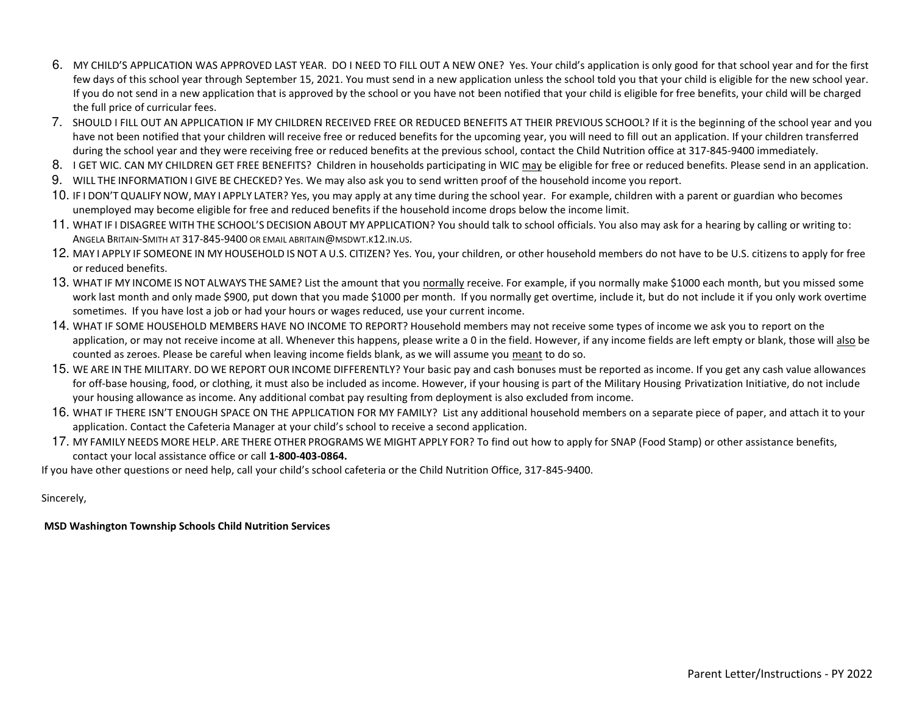6. MY CHILD'S APPLICATION WAS APPROVED LAST YEAR. DO I NEED TO FILL OUT A NEW ONE? Yes. Your child's application is only good for that school year and for the first few days of this school year through September 15, 2021. You must send in a new application unless the school told you that your child is eligible for the new school year. If you do not send in a new application that is approved by the school or you have not been notified that your child is eligible for free benefits, your child will be charged the full price of curricular fees.
7. SHOULD I FILL OUT AN APPLICATION IF MY CHILDREN RECEIVED FREE OR REDUCED BENEFITS AT THEIR PREVIOUS SCHOOL? If it is the beginning of the school year and you have not been notified that your children will receive free or reduced benefits for the upcoming year, you will need to fill out an application. If your children transferred during the school year and they were receiving free or reduced benefits at the previous school, contact the Child Nutrition office at 317-845-9400 immediately.
8. I GET WIC. CAN MY CHILDREN GET FREE BENEFITS? Children in households participating in WIC <u>may</u> be eligible for free or reduced benefits. Please send in an application.
9. WILL THE INFORMATION I GIVE BE CHECKED? Yes. We may also ask you to send written proof of the household income you report.
10. IF I DON'T QUALIFY NOW, MAY I APPLY LATER? Yes, you may apply at any time during the school year. For example, children with a parent or guardian who becomes unemployed may become eligible for free and reduced benefits if the household income drops below the income limit.
11. WHAT IF I DISAGREE WITH THE SCHOOL'S DECISION ABOUT MY APPLICATION? You should talk to school officials. You also may ask for a hearing by calling or writing to: ANGELA BRITAIN-SMITH AT 317-845-9400 OR EMAIL ABRITAIN@MSDWT.K12.IN.US.
12. MAY I APPLY IF SOMEONE IN MY HOUSEHOLD IS NOT A U.S. CITIZEN? Yes. You, your children, or other household members do not have to be U.S. citizens to apply for free or reduced benefits.
13. WHAT IF MY INCOME IS NOT ALWAYS THE SAME? List the amount that you <u>normally</u> receive. For example, if you normally make $1000 each month, but you missed some work last month and only made $900, put down that you made $1000 per month. If you normally get overtime, include it, but do not include it if you only work overtime sometimes. If you have lost a job or had your hours or wages reduced, use your current income.
14. WHAT IF SOME HOUSEHOLD MEMBERS HAVE NO INCOME TO REPORT? Household members may not receive some types of income we ask you to report on the application, or may not receive income at all. Whenever this happens, please write a 0 in the field. However, if any income fields are left empty or blank, those will <u>also</u> be counted as zeroes. Please be careful when leaving income fields blank, as we will assume you <u>meant</u> to do so.
15. WE ARE IN THE MILITARY. DO WE REPORT OUR INCOME DIFFERENTLY? Your basic pay and cash bonuses must be reported as income. If you get any cash value allowances for off-base housing, food, or clothing, it must also be included as income. However, if your housing is part of the Military Housing Privatization Initiative, do not include your housing allowance as income. Any additional combat pay resulting from deployment is also excluded from income.
16. WHAT IF THERE ISN'T ENOUGH SPACE ON THE APPLICATION FOR MY FAMILY? List any additional household members on a separate piece of paper, and attach it to your application. Contact the Cafeteria Manager at your child's school to receive a second application.
17. MY FAMILY NEEDS MORE HELP. ARE THERE OTHER PROGRAMS WE MIGHT APPLY FOR? To find out how to apply for SNAP (Food Stamp) or other assistance benefits, contact your local assistance office or call **1-800-403-0864.**

If you have other questions or need help, call your child's school cafeteria or the Child Nutrition Office, 317-845-9400.

Sincerely,

**MSD Washington Township Schools Child Nutrition Services**

Parent Letter/Instructions - PY 2022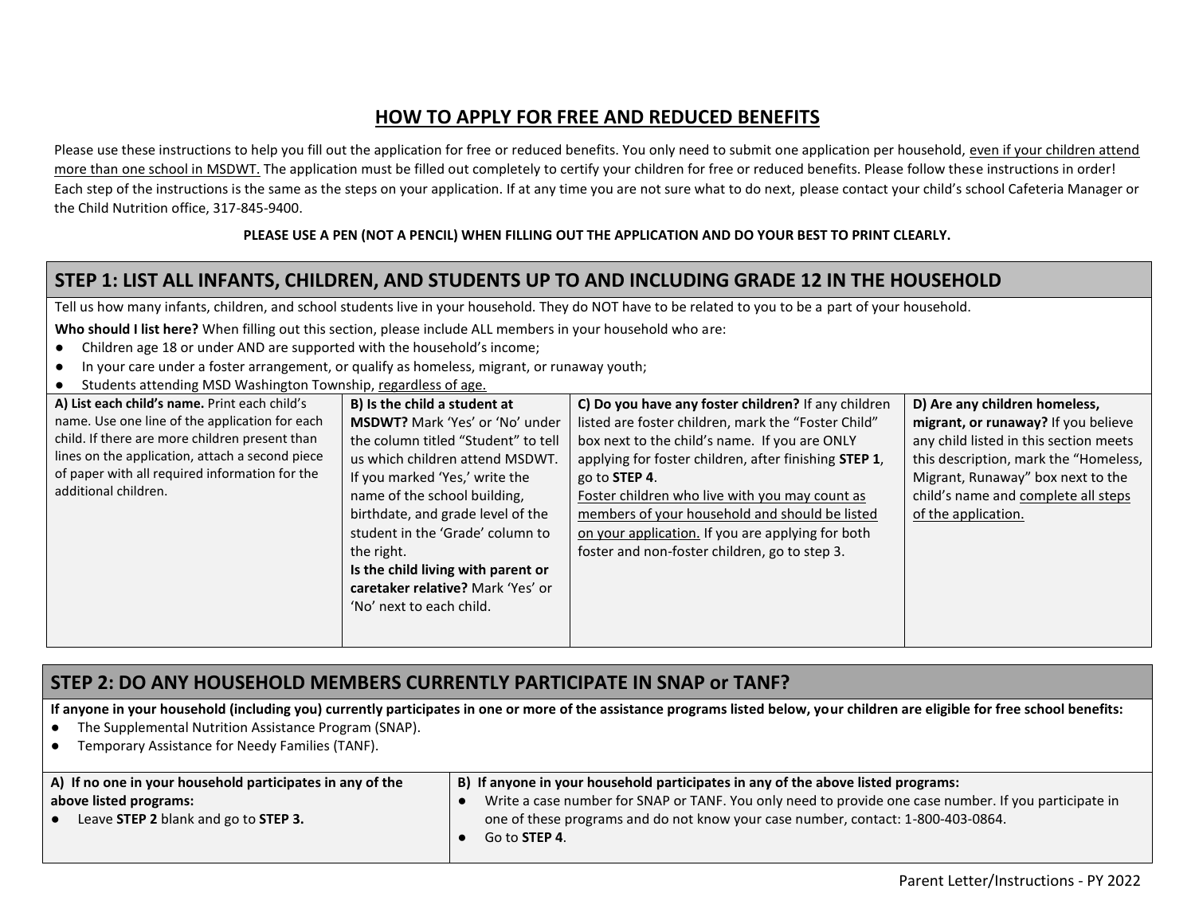# HOW TO APPLY FOR FREE AND REDUCED BENEFITS

Please use these instructions to help you fill out the application for free or reduced benefits. You only need to submit one application per household, <u>even if your children attend more than one school in MSDWT.</u> The application must be filled out completely to certify your children for free or reduced benefits. Please follow these instructions in order! Each step of the instructions is the same as the steps on your application. If at any time you are not sure what to do next, please contact your child's school Cafeteria Manager or the Child Nutrition office, 317-845-9400.

**PLEASE USE A PEN (NOT A PENCIL) WHEN FILLING OUT THE APPLICATION AND DO YOUR BEST TO PRINT CLEARLY.**

## STEP 1: LIST ALL INFANTS, CHILDREN, AND STUDENTS UP TO AND INCLUDING GRADE 12 IN THE HOUSEHOLD

Tell us how many infants, children, and school students live in your household. They do NOT have to be related to you to be a part of your household.

**Who should I list here?** When filling out this section, please include ALL members in your household who are:

- Children age 18 or under AND are supported with the household's income;
- In your care under a foster arrangement, or qualify as homeless, migrant, or runaway youth;
- Students attending MSD Washington Township, <u>regardless of age.</u>

| **A) List each child's name.** Print each child's name. Use one line of the application for each child. If there are more children present than lines on the application, attach a second piece of paper with all required information for the additional children. | **B) Is the child a student at MSDWT?** Mark 'Yes' or 'No' under the column titled "Student" to tell us which children attend MSDWT. If you marked 'Yes,' write the name of the school building, birthdate, and grade level of the student in the 'Grade' column to the right. **Is the child living with parent or caretaker relative?** Mark 'Yes' or 'No' next to each child. | **C) Do you have any foster children?** If any children listed are foster children, mark the "Foster Child" box next to the child's name. If you are ONLY applying for foster children, after finishing **STEP 1**, go to **STEP 4**. <u>Foster children who live with you may count as members of your household and should be listed on your application.</u> If you are applying for both foster and non-foster children, go to step 3. | **D) Are any children homeless, migrant, or runaway?** If you believe any child listed in this section meets this description, mark the "Homeless, Migrant, Runaway" box next to the child's name and <u>complete all steps of the application.</u> |
|---|---|---|---|

## STEP 2: DO ANY HOUSEHOLD MEMBERS CURRENTLY PARTICIPATE IN SNAP or TANF?

**If anyone in your household (including you) currently participates in one or more of the assistance programs listed below, your children are eligible for free school benefits:**

- The Supplemental Nutrition Assistance Program (SNAP).
- Temporary Assistance for Needy Families (TANF).

| **A) If no one in your household participates in any of the above listed programs:** | **B) If anyone in your household participates in any of the above listed programs:** |
|---|---|
| • Leave **STEP 2** blank and go to **STEP 3.** | • Write a case number for SNAP or TANF. You only need to provide one case number. If you participate in one of these programs and do not know your case number, contact: 1-800-403-0864.<br>• Go to **STEP 4**. |

Parent Letter/Instructions - PY 2022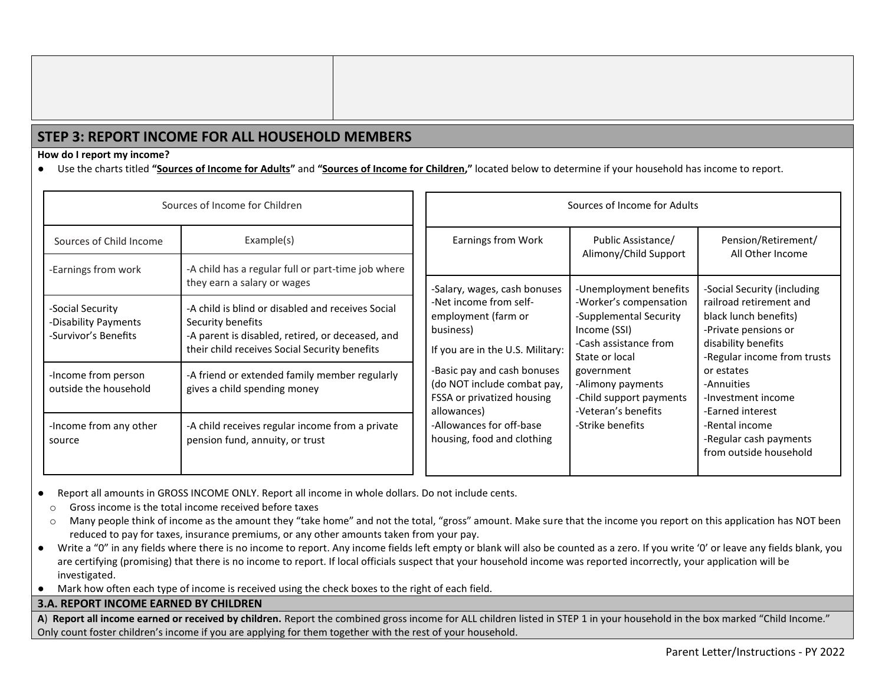## STEP 3: REPORT INCOME FOR ALL HOUSEHOLD MEMBERS

**How do I report my income?**

- Use the charts titled **"Sources of Income for Adults"** and **"Sources of Income for Children,"** located below to determine if your household has income to report.

| Sources of Income for Children | |
|---|---|
| Sources of Child Income | Example(s) |
| -Earnings from work | -A child has a regular full or part-time job where they earn a salary or wages |
| -Social Security<br>-Disability Payments<br>-Survivor's Benefits | -A child is blind or disabled and receives Social Security benefits<br>-A parent is disabled, retired, or deceased, and their child receives Social Security benefits |
| -Income from person outside the household | -A friend or extended family member regularly gives a child spending money |
| -Income from any other source | -A child receives regular income from a private pension fund, annuity, or trust |

| Sources of Income for Adults | | |
|---|---|---|
| Earnings from Work | Public Assistance/ Alimony/Child Support | Pension/Retirement/ All Other Income |
| -Salary, wages, cash bonuses<br>-Net income from self-employment (farm or business)<br>If you are in the U.S. Military:<br>-Basic pay and cash bonuses (do NOT include combat pay, FSSA or privatized housing allowances)<br>-Allowances for off-base housing, food and clothing | -Unemployment benefits<br>-Worker's compensation<br>-Supplemental Security Income (SSI)<br>-Cash assistance from State or local government<br>-Alimony payments<br>-Child support payments<br>-Veteran's benefits<br>-Strike benefits | -Social Security (including railroad retirement and black lunch benefits)<br>-Private pensions or disability benefits<br>-Regular income from trusts or estates<br>-Annuities<br>-Investment income<br>-Earned interest<br>-Rental income<br>-Regular cash payments from outside household |

- Report all amounts in GROSS INCOME ONLY. Report all income in whole dollars. Do not include cents.
  - Gross income is the total income received before taxes
  - Many people think of income as the amount they "take home" and not the total, "gross" amount. Make sure that the income you report on this application has NOT been reduced to pay for taxes, insurance premiums, or any other amounts taken from your pay.
- Write a "0" in any fields where there is no income to report. Any income fields left empty or blank will also be counted as a zero. If you write '0' or leave any fields blank, you are certifying (promising) that there is no income to report. If local officials suspect that your household income was reported incorrectly, your application will be investigated.
- Mark how often each type of income is received using the check boxes to the right of each field.

### 3.A. REPORT INCOME EARNED BY CHILDREN

**A**) **Report all income earned or received by children.** Report the combined gross income for ALL children listed in STEP 1 in your household in the box marked "Child Income." Only count foster children's income if you are applying for them together with the rest of your household.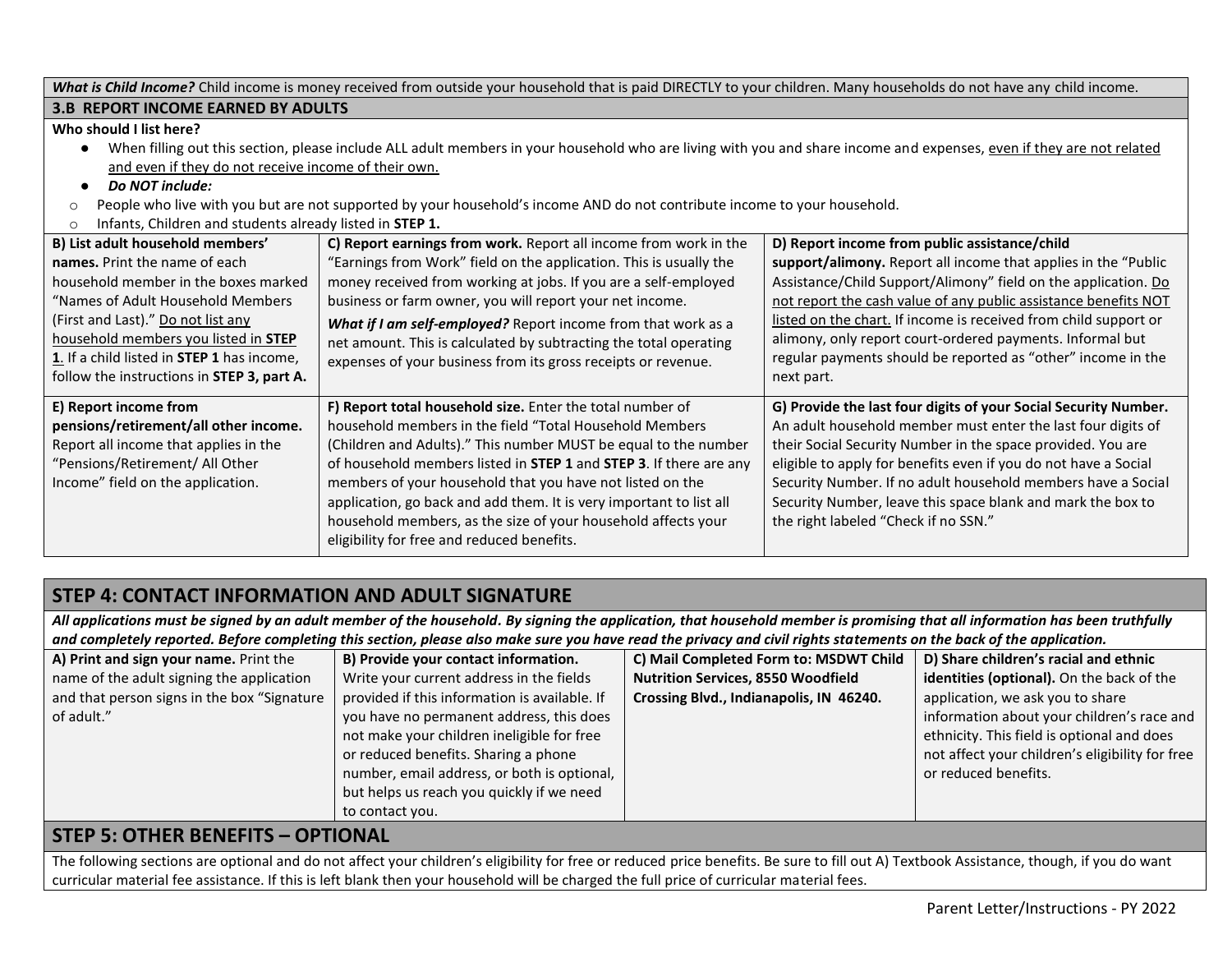***What is Child Income?*** Child income is money received from outside your household that is paid DIRECTLY to your children. Many households do not have any child income.

## 3.B REPORT INCOME EARNED BY ADULTS

**Who should I list here?**

- When filling out this section, please include ALL adult members in your household who are living with you and share income and expenses, even if they are not related and even if they do not receive income of their own.
- ***Do NOT include:***
  - People who live with you but are not supported by your household's income AND do not contribute income to your household.
  - Infants, Children and students already listed in **STEP 1.**

| | | |
|---|---|---|
| **B) List adult household members' names.** Print the name of each household member in the boxes marked "Names of Adult Household Members (First and Last)." Do not list any household members you listed in **STEP 1**. If a child listed in **STEP 1** has income, follow the instructions in **STEP 3, part A.** | **C) Report earnings from work.** Report all income from work in the "Earnings from Work" field on the application. This is usually the money received from working at jobs. If you are a self-employed business or farm owner, you will report your net income. ***What if I am self-employed?*** Report income from that work as a net amount. This is calculated by subtracting the total operating expenses of your business from its gross receipts or revenue. | **D) Report income from public assistance/child support/alimony.** Report all income that applies in the "Public Assistance/Child Support/Alimony" field on the application. Do not report the cash value of any public assistance benefits NOT listed on the chart. If income is received from child support or alimony, only report court-ordered payments. Informal but regular payments should be reported as "other" income in the next part. |
| **E) Report income from pensions/retirement/all other income.** Report all income that applies in the "Pensions/Retirement/ All Other Income" field on the application. | **F) Report total household size.** Enter the total number of household members in the field "Total Household Members (Children and Adults)." This number MUST be equal to the number of household members listed in **STEP 1** and **STEP 3**. If there are any members of your household that you have not listed on the application, go back and add them. It is very important to list all household members, as the size of your household affects your eligibility for free and reduced benefits. | **G) Provide the last four digits of your Social Security Number.** An adult household member must enter the last four digits of their Social Security Number in the space provided. You are eligible to apply for benefits even if you do not have a Social Security Number. If no adult household members have a Social Security Number, leave this space blank and mark the box to the right labeled "Check if no SSN." |

## STEP 4: CONTACT INFORMATION AND ADULT SIGNATURE

***All applications must be signed by an adult member of the household. By signing the application, that household member is promising that all information has been truthfully and completely reported. Before completing this section, please also make sure you have read the privacy and civil rights statements on the back of the application.***

| | | | |
|---|---|---|---|
| **A) Print and sign your name.** Print the name of the adult signing the application and that person signs in the box "Signature of adult." | **B) Provide your contact information.** Write your current address in the fields provided if this information is available. If you have no permanent address, this does not make your children ineligible for free or reduced benefits. Sharing a phone number, email address, or both is optional, but helps us reach you quickly if we need to contact you. | **C) Mail Completed Form to: MSDWT Child Nutrition Services, 8550 Woodfield Crossing Blvd., Indianapolis, IN 46240.** | **D) Share children's racial and ethnic identities (optional).** On the back of the application, we ask you to share information about your children's race and ethnicity. This field is optional and does not affect your children's eligibility for free or reduced benefits. |

## STEP 5: OTHER BENEFITS – OPTIONAL

The following sections are optional and do not affect your children's eligibility for free or reduced price benefits. Be sure to fill out A) Textbook Assistance, though, if you do want curricular material fee assistance. If this is left blank then your household will be charged the full price of curricular material fees.

Parent Letter/Instructions - PY 2022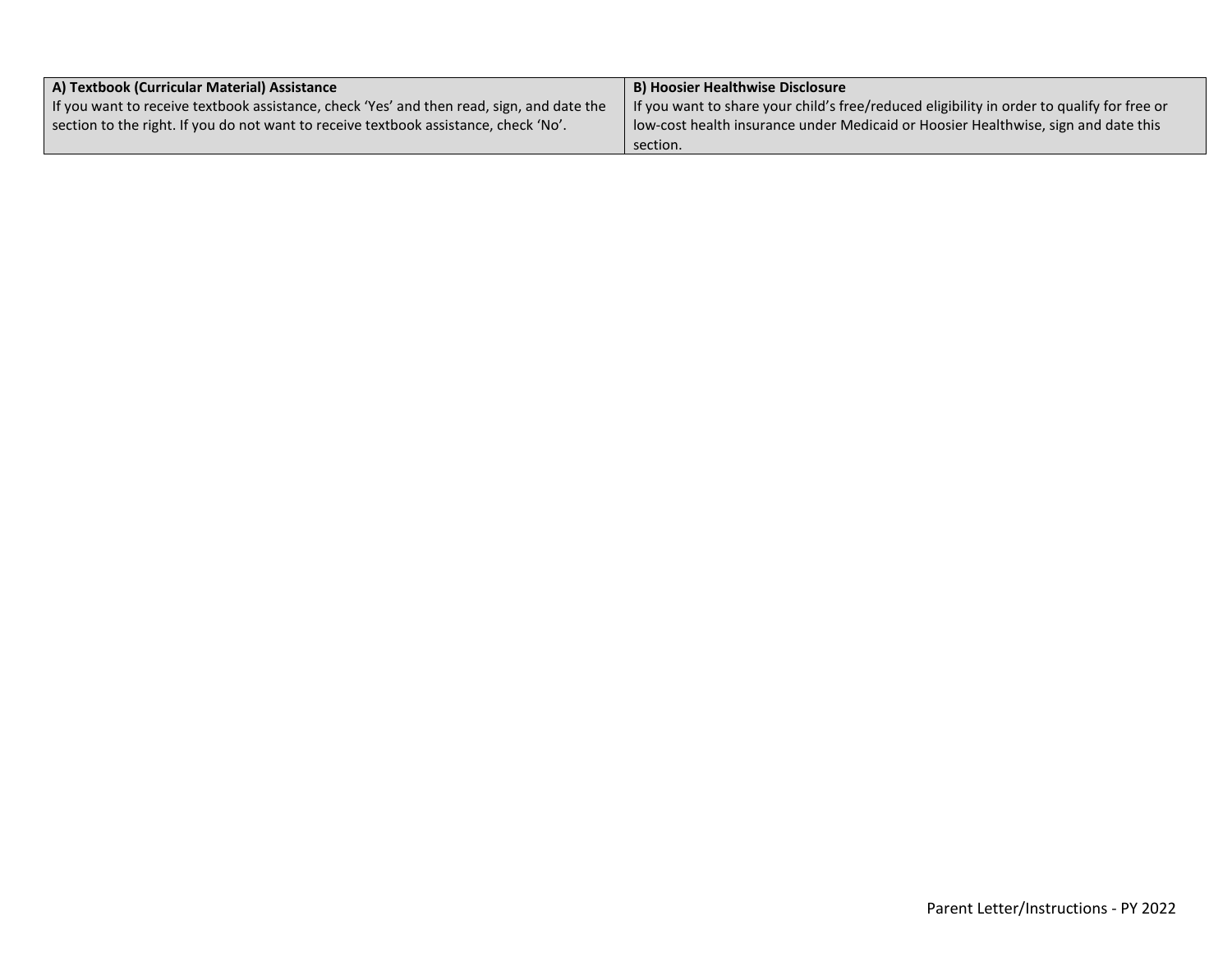| A) Textbook (Curricular Material) Assistance | B) Hoosier Healthwise Disclosure |
| --- | --- |
| If you want to receive textbook assistance, check 'Yes' and then read, sign, and date the section to the right. If you do not want to receive textbook assistance, check 'No'. | If you want to share your child's free/reduced eligibility in order to qualify for free or low-cost health insurance under Medicaid or Hoosier Healthwise, sign and date this section. |

Parent Letter/Instructions - PY 2022